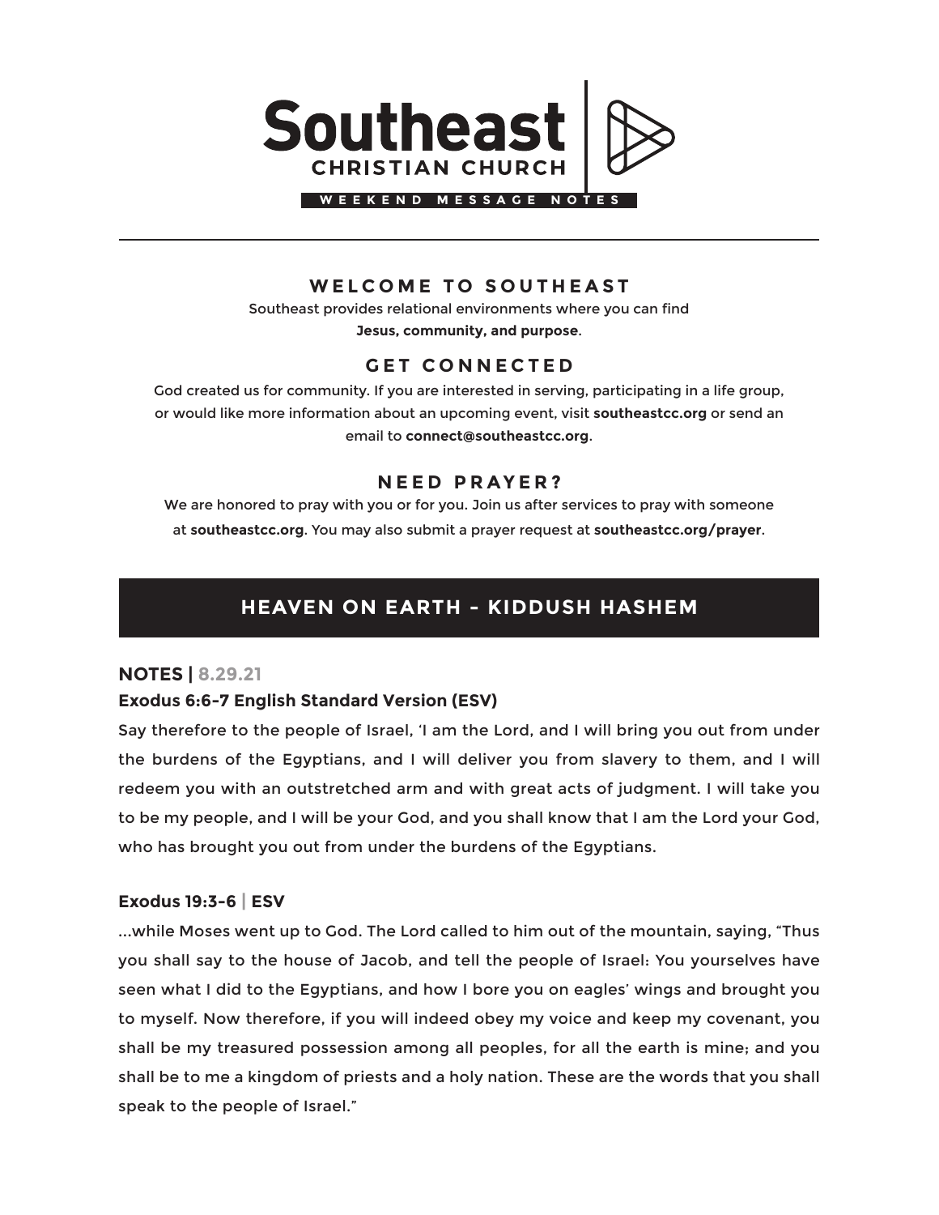# Southeast
## CHRISTIAN CHURCH

WEEKEND MESSAGE NOTES

---

### WELCOME TO SOUTHEAST

Southeast provides relational environments where you can find **Jesus, community, and purpose**.

### GET CONNECTED

God created us for community. If you are interested in serving, participating in a life group, or would like more information about an upcoming event, visit **southeastcc.org** or send an email to **connect@southeastcc.org**.

### NEED PRAYER?

We are honored to pray with you or for you. Join us after services to pray with someone at **southeastcc.org**. You may also submit a prayer request at **southeastcc.org/prayer**.

## HEAVEN ON EARTH - KIDDUSH HASHEM

**NOTES | 8.29.21**

**Exodus 6:6-7 English Standard Version (ESV)**

Say therefore to the people of Israel, 'I am the Lord, and I will bring you out from under the burdens of the Egyptians, and I will deliver you from slavery to them, and I will redeem you with an outstretched arm and with great acts of judgment. I will take you to be my people, and I will be your God, and you shall know that I am the Lord your God, who has brought you out from under the burdens of the Egyptians.

**Exodus 19:3-6 | ESV**

...while Moses went up to God. The Lord called to him out of the mountain, saying, "Thus you shall say to the house of Jacob, and tell the people of Israel: You yourselves have seen what I did to the Egyptians, and how I bore you on eagles' wings and brought you to myself. Now therefore, if you will indeed obey my voice and keep my covenant, you shall be my treasured possession among all peoples, for all the earth is mine; and you shall be to me a kingdom of priests and a holy nation. These are the words that you shall speak to the people of Israel."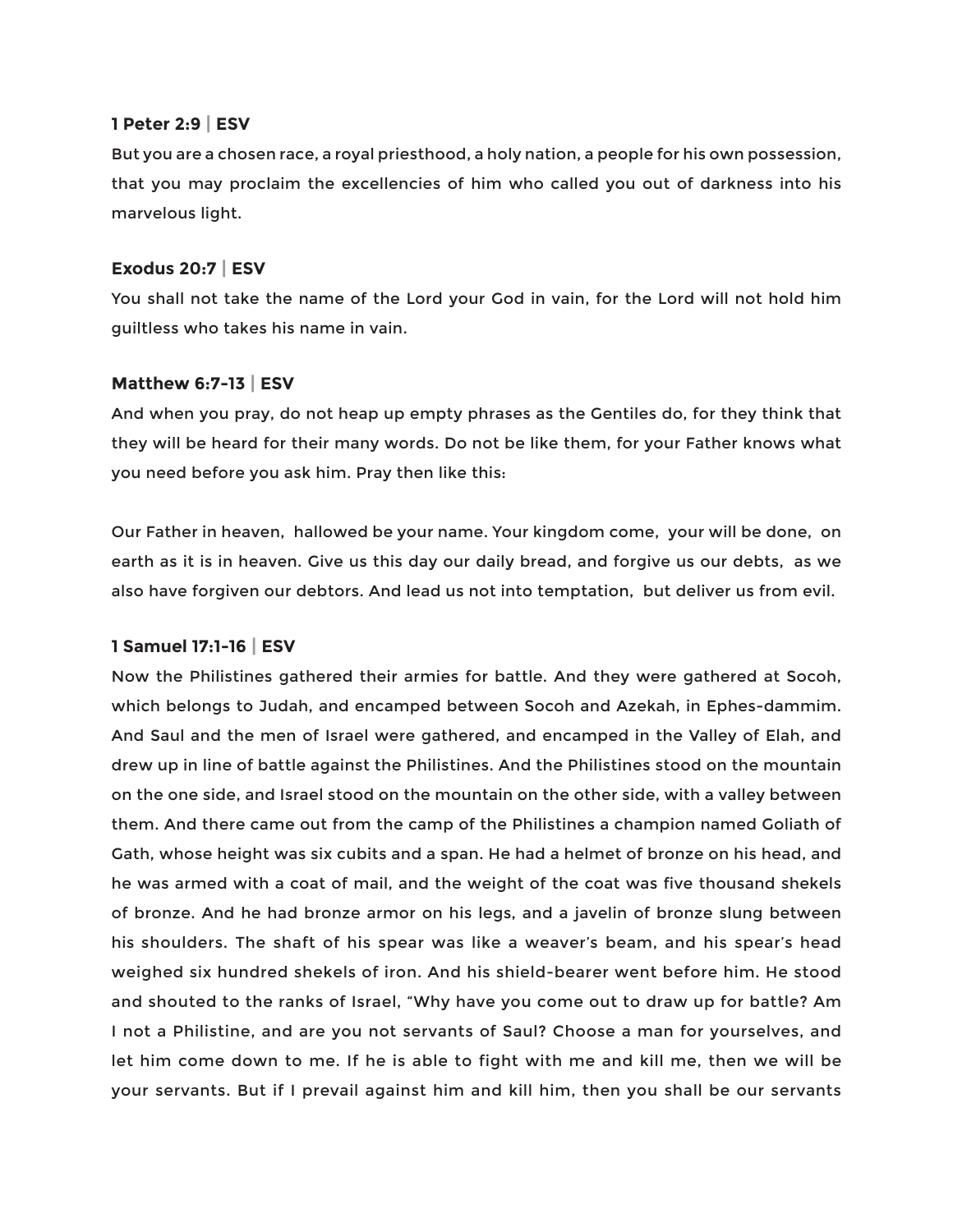**1 Peter 2:9 | ESV**

But you are a chosen race, a royal priesthood, a holy nation, a people for his own possession, that you may proclaim the excellencies of him who called you out of darkness into his marvelous light.

**Exodus 20:7 | ESV**

You shall not take the name of the Lord your God in vain, for the Lord will not hold him guiltless who takes his name in vain.

**Matthew 6:7-13 | ESV**

And when you pray, do not heap up empty phrases as the Gentiles do, for they think that they will be heard for their many words. Do not be like them, for your Father knows what you need before you ask him. Pray then like this:

Our Father in heaven, hallowed be your name. Your kingdom come, your will be done, on earth as it is in heaven. Give us this day our daily bread, and forgive us our debts, as we also have forgiven our debtors. And lead us not into temptation, but deliver us from evil.

**1 Samuel 17:1-16 | ESV**

Now the Philistines gathered their armies for battle. And they were gathered at Socoh, which belongs to Judah, and encamped between Socoh and Azekah, in Ephes-dammim. And Saul and the men of Israel were gathered, and encamped in the Valley of Elah, and drew up in line of battle against the Philistines. And the Philistines stood on the mountain on the one side, and Israel stood on the mountain on the other side, with a valley between them. And there came out from the camp of the Philistines a champion named Goliath of Gath, whose height was six cubits and a span. He had a helmet of bronze on his head, and he was armed with a coat of mail, and the weight of the coat was five thousand shekels of bronze. And he had bronze armor on his legs, and a javelin of bronze slung between his shoulders. The shaft of his spear was like a weaver's beam, and his spear's head weighed six hundred shekels of iron. And his shield-bearer went before him. He stood and shouted to the ranks of Israel, "Why have you come out to draw up for battle? Am I not a Philistine, and are you not servants of Saul? Choose a man for yourselves, and let him come down to me. If he is able to fight with me and kill me, then we will be your servants. But if I prevail against him and kill him, then you shall be our servants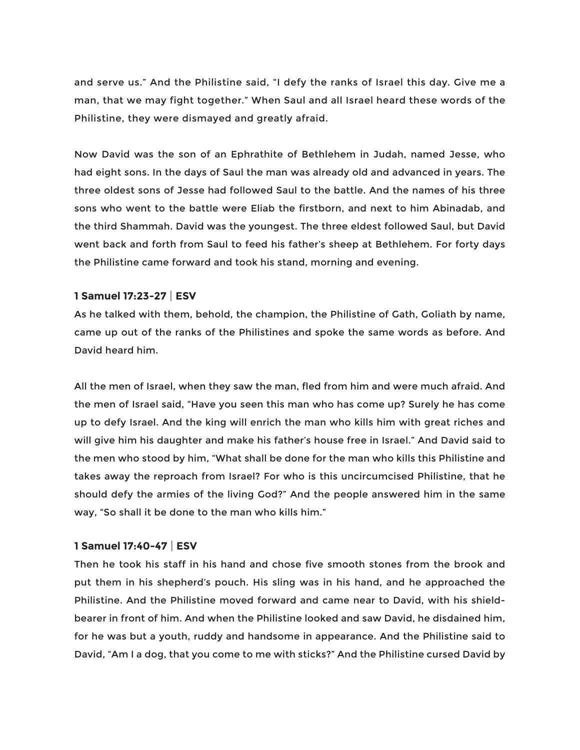and serve us." And the Philistine said, "I defy the ranks of Israel this day. Give me a man, that we may fight together." When Saul and all Israel heard these words of the Philistine, they were dismayed and greatly afraid.

Now David was the son of an Ephrathite of Bethlehem in Judah, named Jesse, who had eight sons. In the days of Saul the man was already old and advanced in years. The three oldest sons of Jesse had followed Saul to the battle. And the names of his three sons who went to the battle were Eliab the firstborn, and next to him Abinadab, and the third Shammah. David was the youngest. The three eldest followed Saul, but David went back and forth from Saul to feed his father's sheep at Bethlehem. For forty days the Philistine came forward and took his stand, morning and evening.

**1 Samuel 17:23-27 | ESV**

As he talked with them, behold, the champion, the Philistine of Gath, Goliath by name, came up out of the ranks of the Philistines and spoke the same words as before. And David heard him.

All the men of Israel, when they saw the man, fled from him and were much afraid. And the men of Israel said, "Have you seen this man who has come up? Surely he has come up to defy Israel. And the king will enrich the man who kills him with great riches and will give him his daughter and make his father's house free in Israel." And David said to the men who stood by him, "What shall be done for the man who kills this Philistine and takes away the reproach from Israel? For who is this uncircumcised Philistine, that he should defy the armies of the living God?" And the people answered him in the same way, "So shall it be done to the man who kills him."

**1 Samuel 17:40-47 | ESV**

Then he took his staff in his hand and chose five smooth stones from the brook and put them in his shepherd's pouch. His sling was in his hand, and he approached the Philistine. And the Philistine moved forward and came near to David, with his shield-bearer in front of him. And when the Philistine looked and saw David, he disdained him, for he was but a youth, ruddy and handsome in appearance. And the Philistine said to David, "Am I a dog, that you come to me with sticks?" And the Philistine cursed David by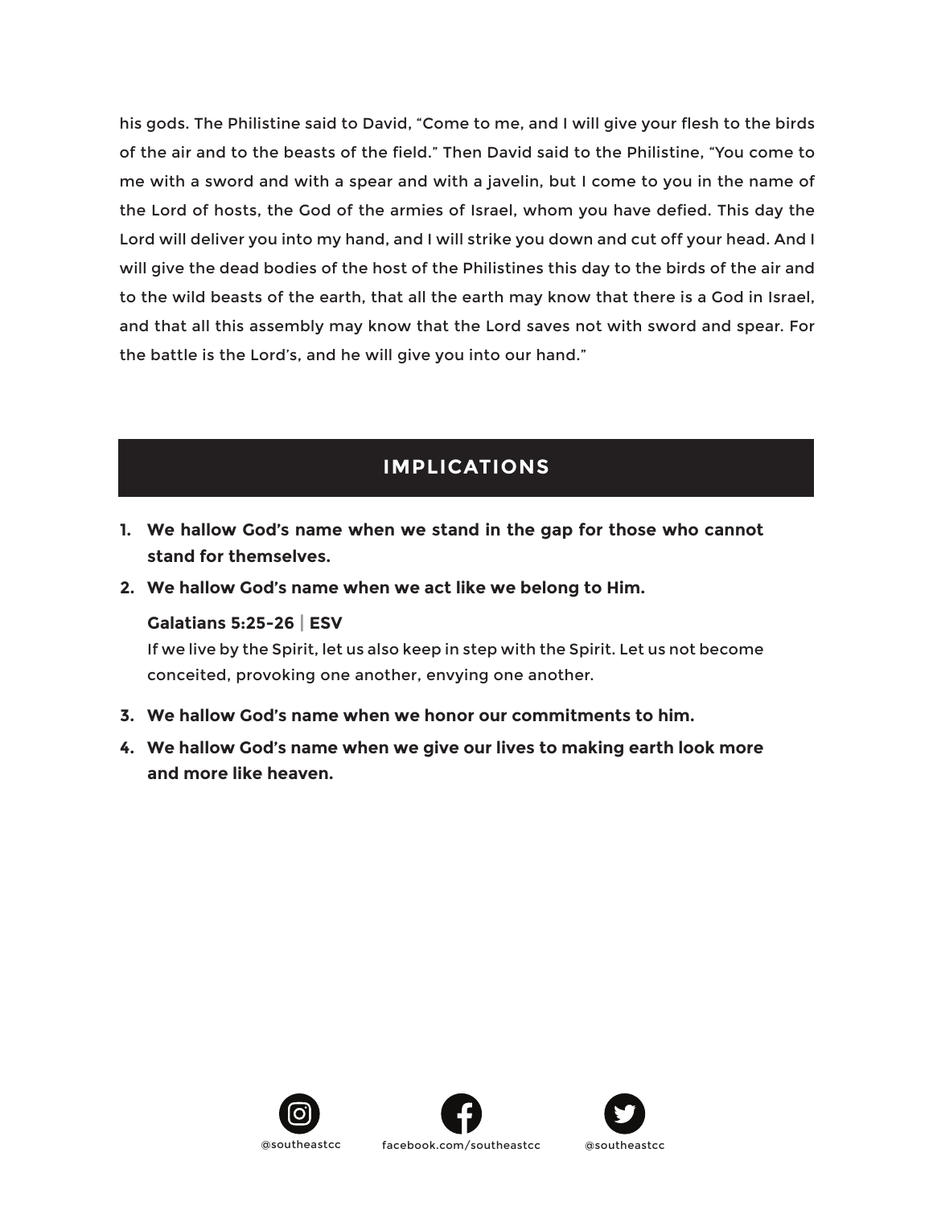his gods. The Philistine said to David, "Come to me, and I will give your flesh to the birds of the air and to the beasts of the field." Then David said to the Philistine, "You come to me with a sword and with a spear and with a javelin, but I come to you in the name of the Lord of hosts, the God of the armies of Israel, whom you have defied. This day the Lord will deliver you into my hand, and I will strike you down and cut off your head. And I will give the dead bodies of the host of the Philistines this day to the birds of the air and to the wild beasts of the earth, that all the earth may know that there is a God in Israel, and that all this assembly may know that the Lord saves not with sword and spear. For the battle is the Lord's, and he will give you into our hand."

## IMPLICATIONS

1. **We hallow God's name when we stand in the gap for those who cannot stand for themselves.**
2. **We hallow God's name when we act like we belong to Him.**

   **Galatians 5:25-26 | ESV**
   If we live by the Spirit, let us also keep in step with the Spirit. Let us not become conceited, provoking one another, envying one another.

3. **We hallow God's name when we honor our commitments to him.**
4. **We hallow God's name when we give our lives to making earth look more and more like heaven.**

@southeastcc

facebook.com/southeastcc

@southeastcc